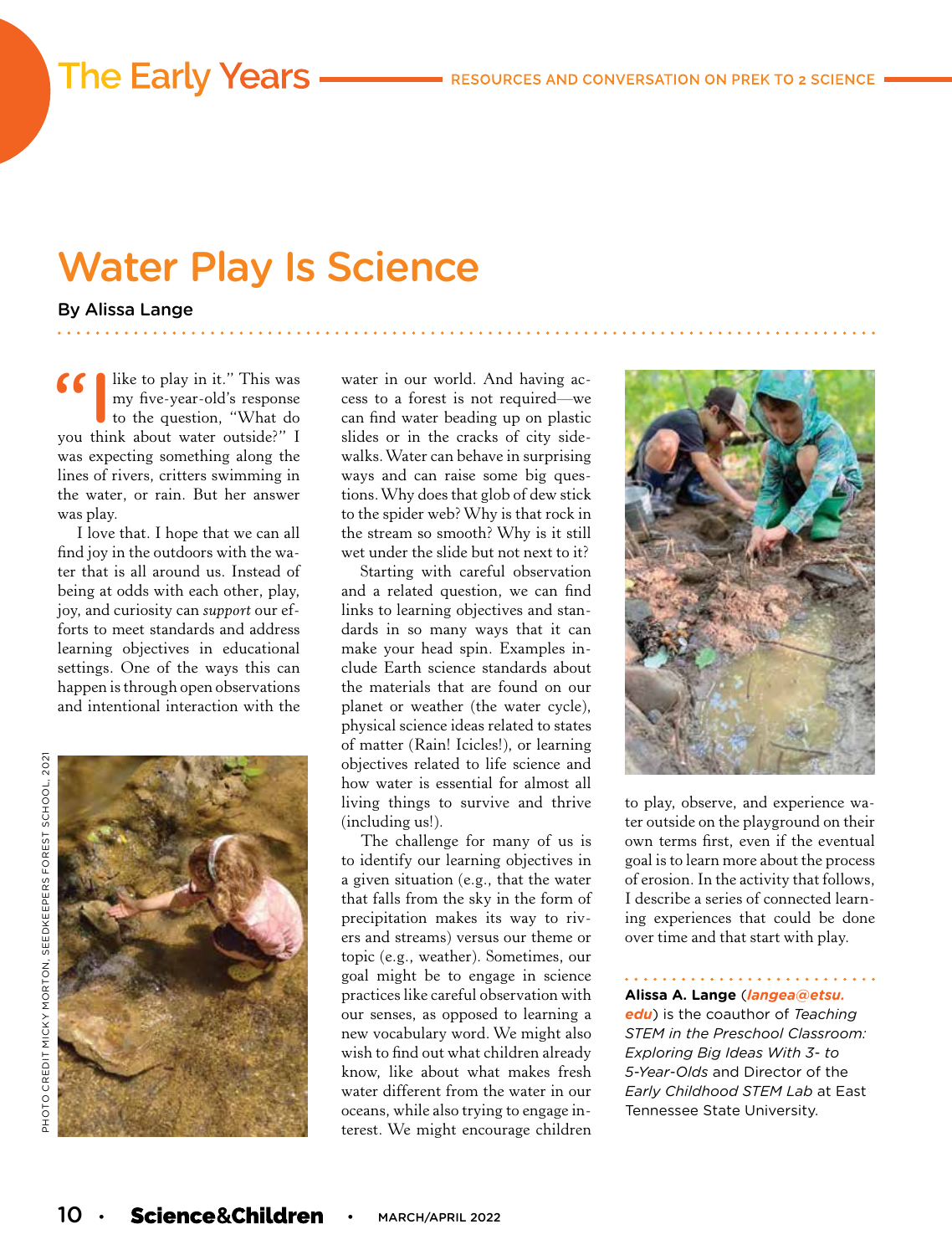# Water Play Is Science

**By Alissa Lange**

"I like to play in it." This was my five-year-old's response to the question, "What do you think about water outside?" I was expecting something along the lines of rivers, critters swimming in the water, or rain. But her answer was play.

I love that. I hope that we can all find joy in the outdoors with the water that is all around us. Instead of being at odds with each other, play, joy, and curiosity can *support* our efforts to meet standards and address learning objectives in educational settings. One of the ways this can happen is through open observations and intentional interaction with the water in our world. And having access to a forest is not required—we can find water beading up on plastic slides or in the cracks of city sidewalks. Water can behave in surprising ways and can raise some big questions. Why does that glob of dew stick to the spider web? Why is that rock in the stream so smooth? Why is it still wet under the slide but not next to it?

Starting with careful observation and a related question, we can find links to learning objectives and standards in so many ways that it can make your head spin. Examples include Earth science standards about the materials that are found on our planet or weather (the water cycle), physical science ideas related to states of matter (Rain! Icicles!), or learning objectives related to life science and how water is essential for almost all living things to survive and thrive (including us!).

The challenge for many of us is to identify our learning objectives in a given situation (e.g., that the water that falls from the sky in the form of precipitation makes its way to rivers and streams) versus our theme or topic (e.g., weather). Sometimes, our goal might be to engage in science practices like careful observation with our senses, as opposed to learning a new vocabulary word. We might also wish to find out what children already know, like about what makes fresh water different from the water in our oceans, while also trying to engage interest. We might encourage children to play, observe, and experience water outside on the playground on their own terms first, even if the eventual goal is to learn more about the process of erosion. In the activity that follows, I describe a series of connected learning experiences that could be done over time and that start with play.

PHOTO CREDIT MICKY MORTON, SEEDKEEPERS FOREST SCHOOL, 2021

**Alissa A. Lange** (*langea@etsu.edu*) is the coauthor of *Teaching STEM in the Preschool Classroom: Exploring Big Ideas With 3- to 5-Year-Olds* and Director of the Early Childhood STEM Lab at East Tennessee State University.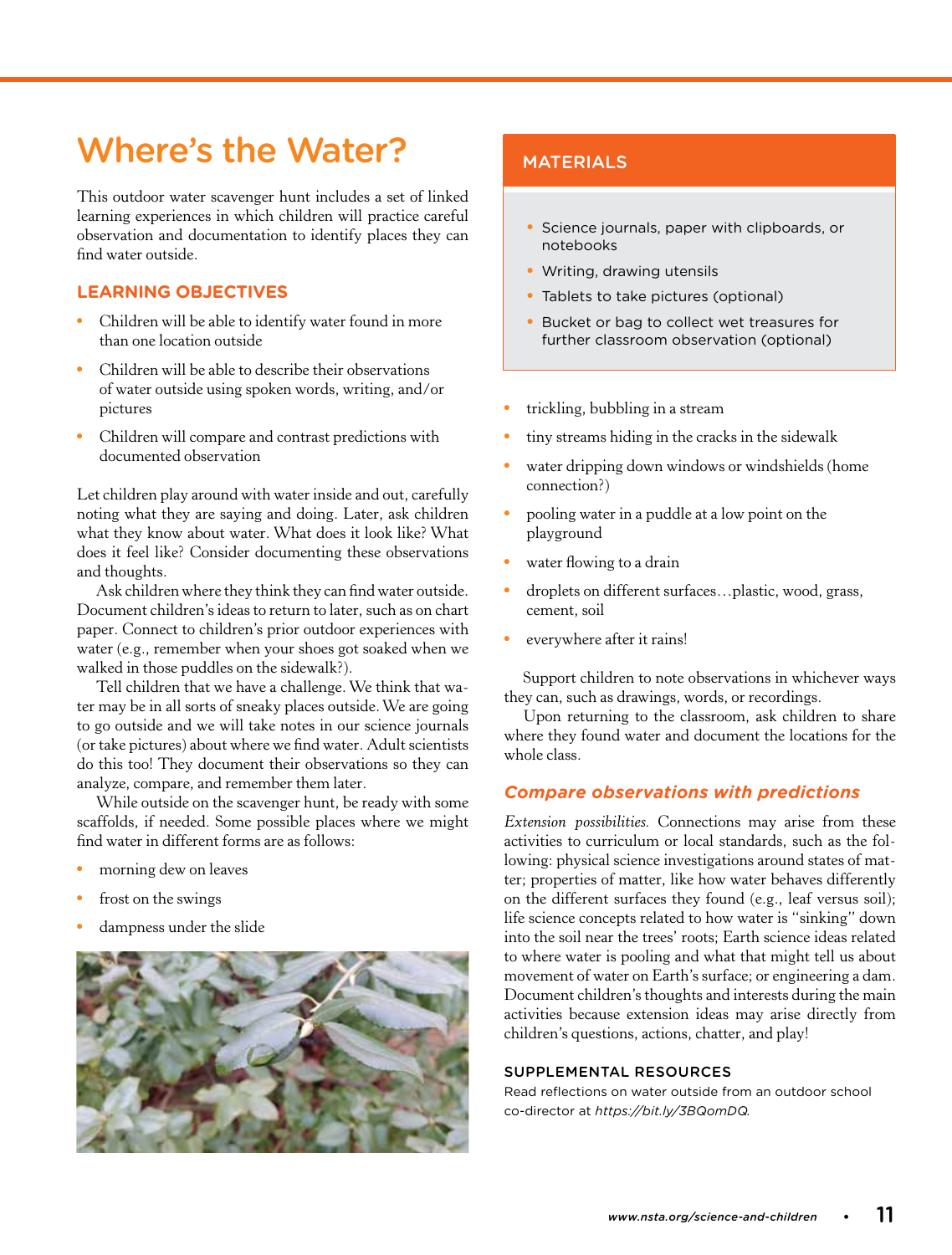# Where's the Water?

This outdoor water scavenger hunt includes a set of linked learning experiences in which children will practice careful observation and documentation to identify places they can find water outside.

## LEARNING OBJECTIVES

- Children will be able to identify water found in more than one location outside
- Children will be able to describe their observations of water outside using spoken words, writing, and/or pictures
- Children will compare and contrast predictions with documented observation

## MATERIALS

- Science journals, paper with clipboards, or notebooks
- Writing, drawing utensils
- Tablets to take pictures (optional)
- Bucket or bag to collect wet treasures for further classroom observation (optional)

Let children play around with water inside and out, carefully noting what they are saying and doing. Later, ask children what they know about water. What does it look like? What does it feel like? Consider documenting these observations and thoughts.

Ask children where they think they can find water outside. Document children's ideas to return to later, such as on chart paper. Connect to children's prior outdoor experiences with water (e.g., remember when your shoes got soaked when we walked in those puddles on the sidewalk?).

Tell children that we have a challenge. We think that water may be in all sorts of sneaky places outside. We are going to go outside and we will take notes in our science journals (or take pictures) about where we find water. Adult scientists do this too! They document their observations so they can analyze, compare, and remember them later.

While outside on the scavenger hunt, be ready with some scaffolds, if needed. Some possible places where we might find water in different forms are as follows:

- morning dew on leaves
- frost on the swings
- dampness under the slide
- trickling, bubbling in a stream
- tiny streams hiding in the cracks in the sidewalk
- water dripping down windows or windshields (home connection?)
- pooling water in a puddle at a low point on the playground
- water flowing to a drain
- droplets on different surfaces…plastic, wood, grass, cement, soil
- everywhere after it rains!

Support children to note observations in whichever ways they can, such as drawings, words, or recordings.

Upon returning to the classroom, ask children to share where they found water and document the locations for the whole class.

### *Compare observations with predictions*

*Extension possibilities.* Connections may arise from these activities to curriculum or local standards, such as the following: physical science investigations around states of matter; properties of matter, like how water behaves differently on the different surfaces they found (e.g., leaf versus soil); life science concepts related to how water is "sinking" down into the soil near the trees' roots; Earth science ideas related to where water is pooling and what that might tell us about movement of water on Earth's surface; or engineering a dam. Document children's thoughts and interests during the main activities because extension ideas may arise directly from children's questions, actions, chatter, and play!

#### SUPPLEMENTAL RESOURCES

Read reflections on water outside from an outdoor school co-director at *https://bit.ly/3BQomDQ*.